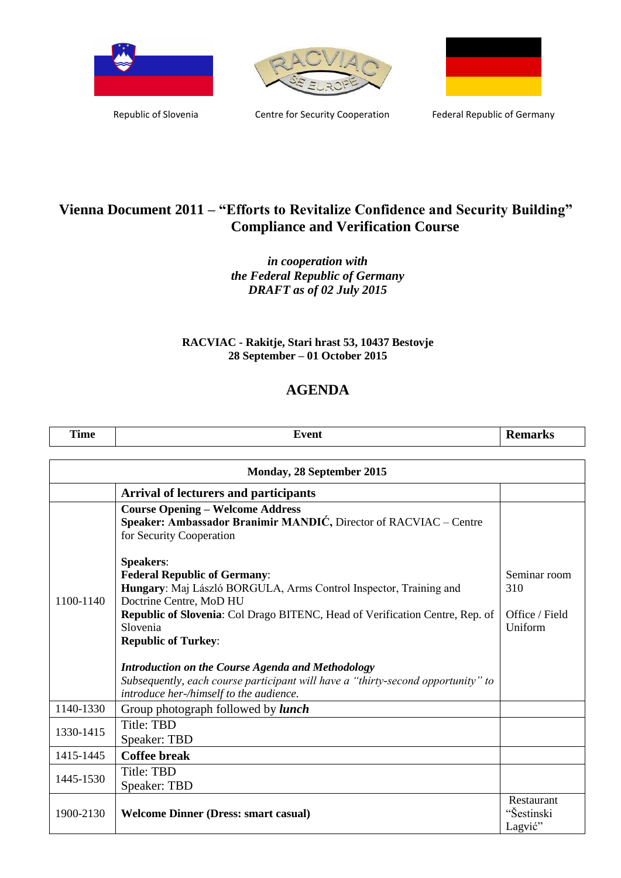Republic of Slovenia | Centre for Security Cooperation | Federal Republic of Germany

# Vienna Document 2011 – "Efforts to Revitalize Confidence and Security Building" Compliance and Verification Course

*in cooperation with*
*the Federal Republic of Germany*
*DRAFT as of 02 July 2015*

**RACVIAC - Rakitje, Stari hrast 53, 10437 Bestovje**
**28 September – 01 October 2015**

## AGENDA

| Time | Event | Remarks |
|---|---|---|
| **Monday, 28 September 2015** | | |
| | **Arrival of lecturers and participants** | |
| 1100-1140 | **Course Opening – Welcome Address**<br>**Speaker: Ambassador Branimir MANDIĆ,** Director of RACVIAC – Centre for Security Cooperation<br><br>**Speakers**:<br>**Federal Republic of Germany**:<br>**Hungary**: Maj László BORGULA, Arms Control Inspector, Training and Doctrine Centre, MoD HU<br>**Republic of Slovenia**: Col Drago BITENC, Head of Verification Centre, Rep. of Slovenia<br>**Republic of Turkey**:<br><br>***Introduction on the Course Agenda and Methodology***<br>*Subsequently, each course participant will have a "thirty-second opportunity" to introduce her-/himself to the audience.* | Seminar room 310<br><br>Office / Field Uniform |
| 1140-1330 | Group photograph followed by ***lunch*** | |
| 1330-1415 | Title: TBD<br>Speaker: TBD | |
| 1415-1445 | **Coffee break** | |
| 1445-1530 | Title: TBD<br>Speaker: TBD | |
| 1900-2130 | **Welcome Dinner (Dress: smart casual)** | Restaurant "Šestinski Lagvić" |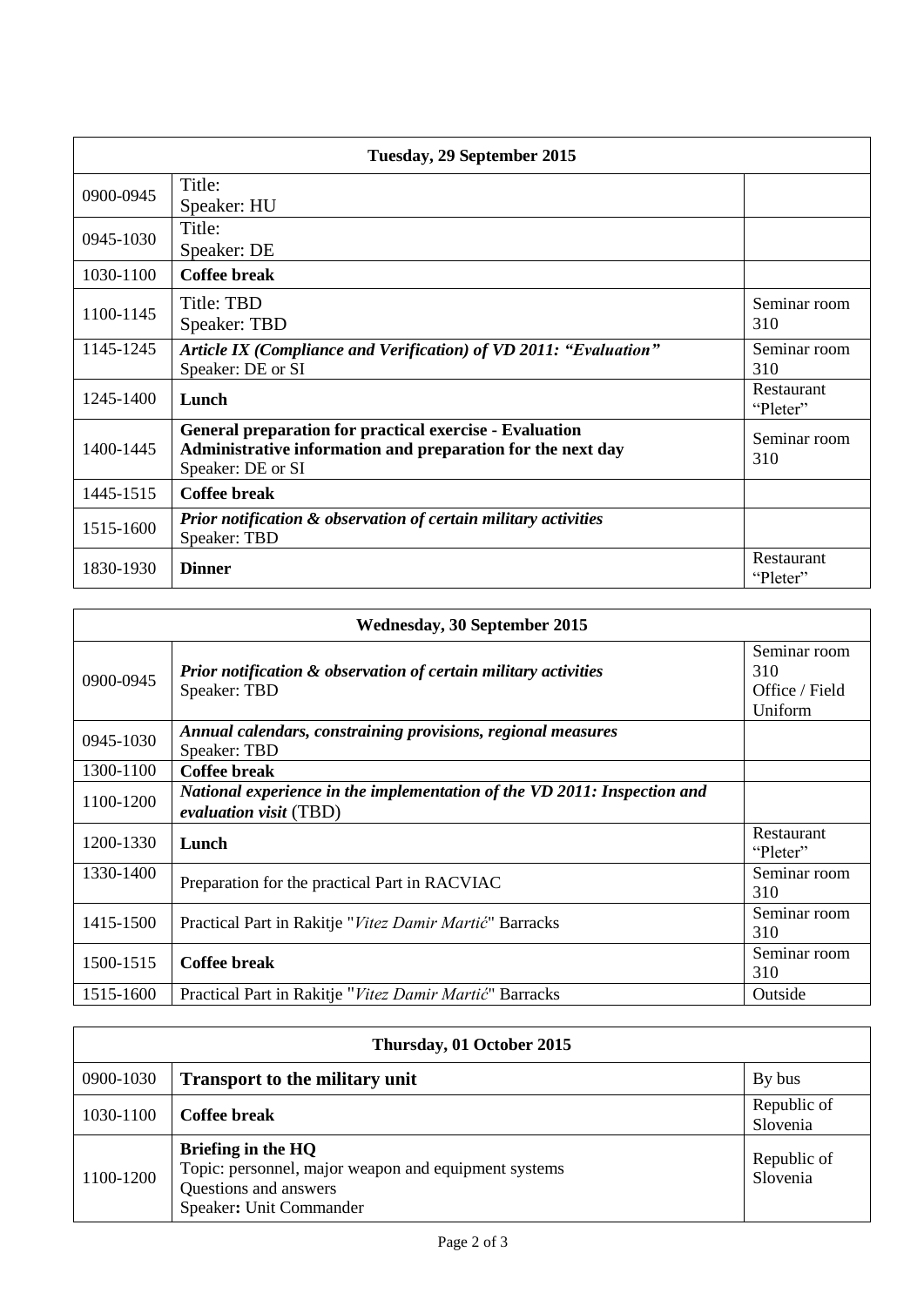| Tuesday, 29 September 2015 | | |
|---|---|---|
| 0900-0945 | Title:<br>Speaker: HU | |
| 0945-1030 | Title:<br>Speaker: DE | |
| 1030-1100 | **Coffee break** | |
| 1100-1145 | Title: TBD<br>Speaker: TBD | Seminar room 310 |
| 1145-1245 | ***Article IX (Compliance and Verification) of VD 2011: "Evaluation"***<br>Speaker: DE or SI | Seminar room 310 |
| 1245-1400 | **Lunch** | Restaurant "Pleter" |
| 1400-1445 | **General preparation for practical exercise - Evaluation**<br>**Administrative information and preparation for the next day**<br>Speaker: DE or SI | Seminar room 310 |
| 1445-1515 | **Coffee break** | |
| 1515-1600 | ***Prior notification & observation of certain military activities***<br>Speaker: TBD | |
| 1830-1930 | **Dinner** | Restaurant "Pleter" |

| Wednesday, 30 September 2015 | | |
|---|---|---|
| 0900-0945 | ***Prior notification & observation of certain military activities***<br>Speaker: TBD | Seminar room 310<br>Office / Field Uniform |
| 0945-1030 | ***Annual calendars, constraining provisions, regional measures***<br>Speaker: TBD | |
| 1300-1100 | **Coffee break** | |
| 1100-1200 | ***National experience in the implementation of the VD 2011: Inspection and evaluation visit*** (TBD) | |
| 1200-1330 | **Lunch** | Restaurant "Pleter" |
| 1330-1400 | Preparation for the practical Part in RACVIAC | Seminar room 310 |
| 1415-1500 | Practical Part in Rakitje "*Vitez Damir Martić*" Barracks | Seminar room 310 |
| 1500-1515 | **Coffee break** | Seminar room 310 |
| 1515-1600 | Practical Part in Rakitje "*Vitez Damir Martić*" Barracks | Outside |

| Thursday, 01 October 2015 | | |
|---|---|---|
| 0900-1030 | **Transport to the military unit** | By bus |
| 1030-1100 | **Coffee break** | Republic of Slovenia |
| 1100-1200 | **Briefing in the HQ**<br>Topic: personnel, major weapon and equipment systems<br>Questions and answers<br>Speaker**:** Unit Commander | Republic of Slovenia |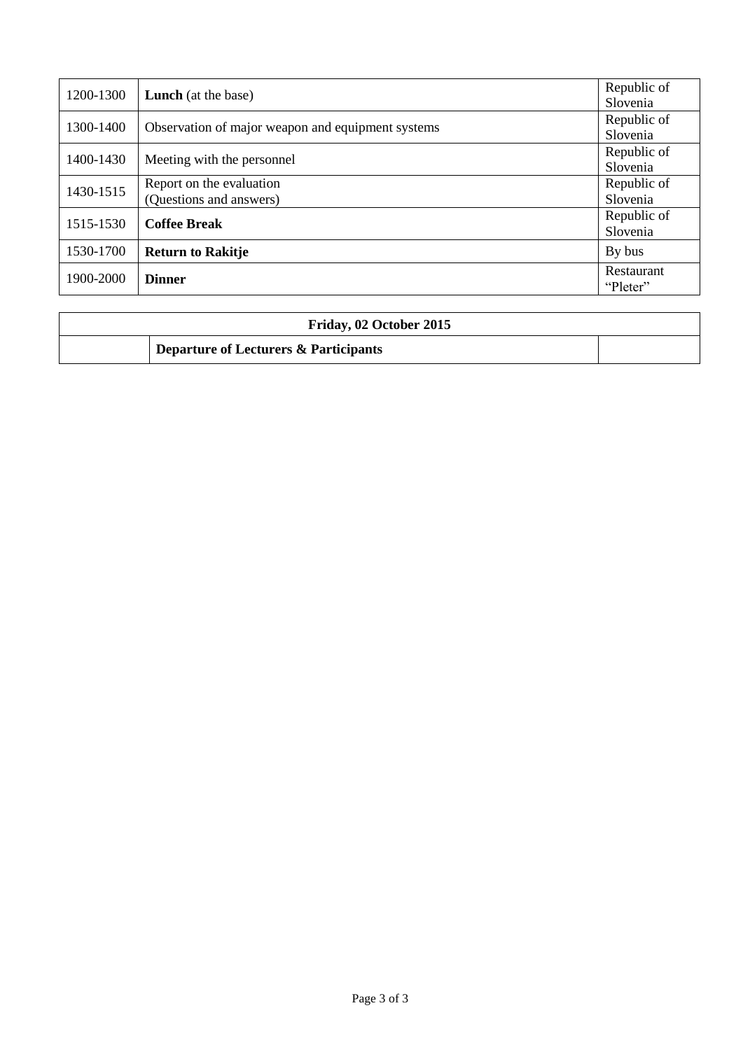| | | |
|---|---|---|
| 1200-1300 | **Lunch** (at the base) | Republic of Slovenia |
| 1300-1400 | Observation of major weapon and equipment systems | Republic of Slovenia |
| 1400-1430 | Meeting with the personnel | Republic of Slovenia |
| 1430-1515 | Report on the evaluation (Questions and answers) | Republic of Slovenia |
| 1515-1530 | **Coffee Break** | Republic of Slovenia |
| 1530-1700 | **Return to Rakitje** | By bus |
| 1900-2000 | **Dinner** | Restaurant “Pleter” |

| **Friday, 02 October 2015** | | |
|---|---|---|
| | **Departure of Lecturers & Participants** | |